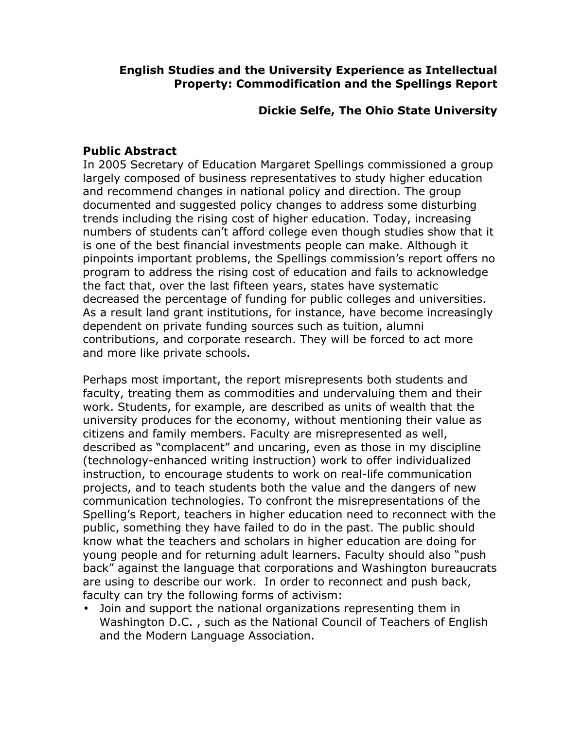**English Studies and the University Experience as Intellectual Property: Commodification and the Spellings Report**

**Dickie Selfe, The Ohio State University**

## Public Abstract

In 2005 Secretary of Education Margaret Spellings commissioned a group largely composed of business representatives to study higher education and recommend changes in national policy and direction. The group documented and suggested policy changes to address some disturbing trends including the rising cost of higher education. Today, increasing numbers of students can't afford college even though studies show that it is one of the best financial investments people can make. Although it pinpoints important problems, the Spellings commission's report offers no program to address the rising cost of education and fails to acknowledge the fact that, over the last fifteen years, states have systematic decreased the percentage of funding for public colleges and universities. As a result land grant institutions, for instance, have become increasingly dependent on private funding sources such as tuition, alumni contributions, and corporate research. They will be forced to act more and more like private schools.

Perhaps most important, the report misrepresents both students and faculty, treating them as commodities and undervaluing them and their work. Students, for example, are described as units of wealth that the university produces for the economy, without mentioning their value as citizens and family members. Faculty are misrepresented as well, described as "complacent" and uncaring, even as those in my discipline (technology-enhanced writing instruction) work to offer individualized instruction, to encourage students to work on real-life communication projects, and to teach students both the value and the dangers of new communication technologies. To confront the misrepresentations of the Spelling's Report, teachers in higher education need to reconnect with the public, something they have failed to do in the past. The public should know what the teachers and scholars in higher education are doing for young people and for returning adult learners. Faculty should also "push back" against the language that corporations and Washington bureaucrats are using to describe our work. In order to reconnect and push back, faculty can try the following forms of activism:

- Join and support the national organizations representing them in Washington D.C. , such as the National Council of Teachers of English and the Modern Language Association.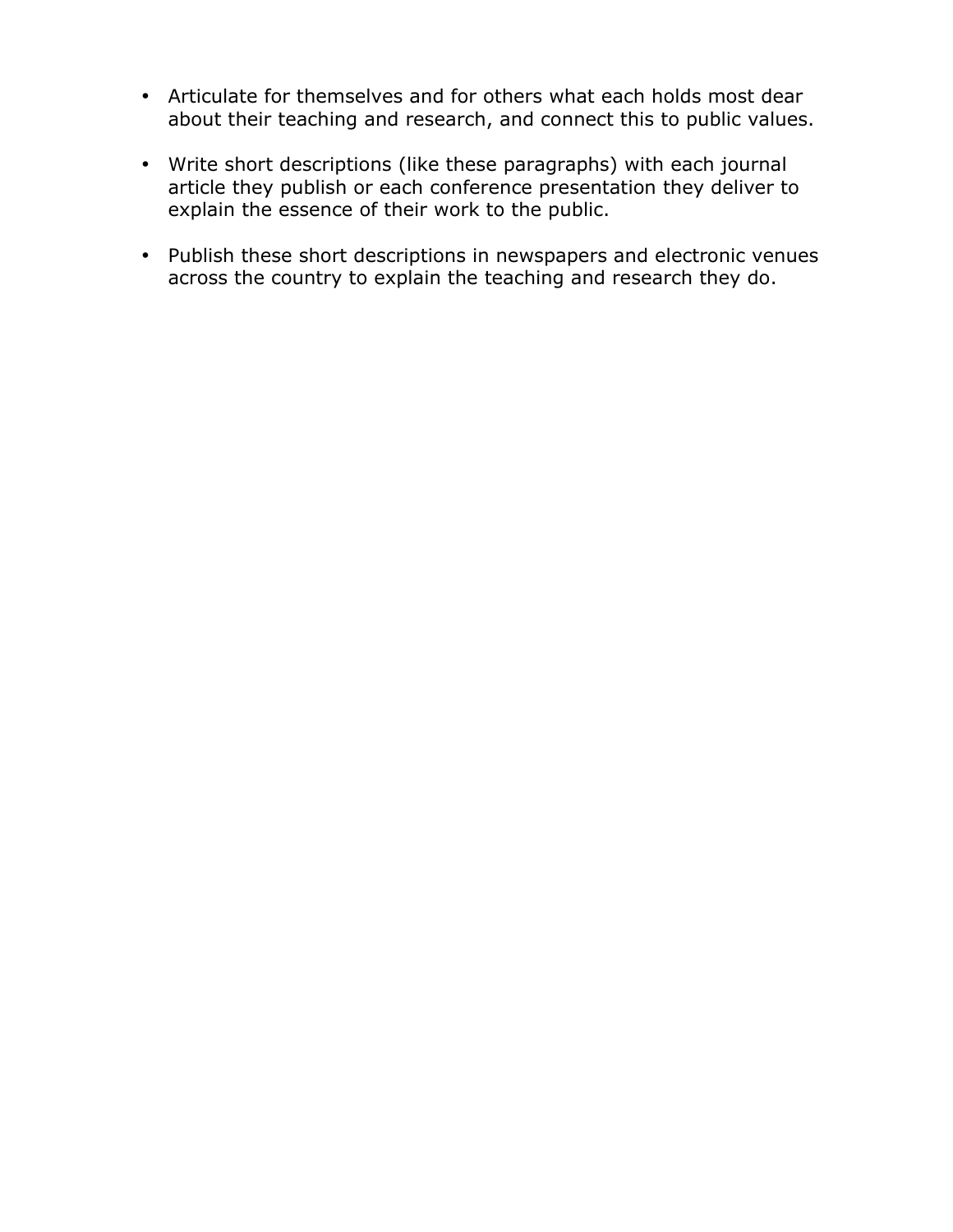- Articulate for themselves and for others what each holds most dear about their teaching and research, and connect this to public values.

- Write short descriptions (like these paragraphs) with each journal article they publish or each conference presentation they deliver to explain the essence of their work to the public.

- Publish these short descriptions in newspapers and electronic venues across the country to explain the teaching and research they do.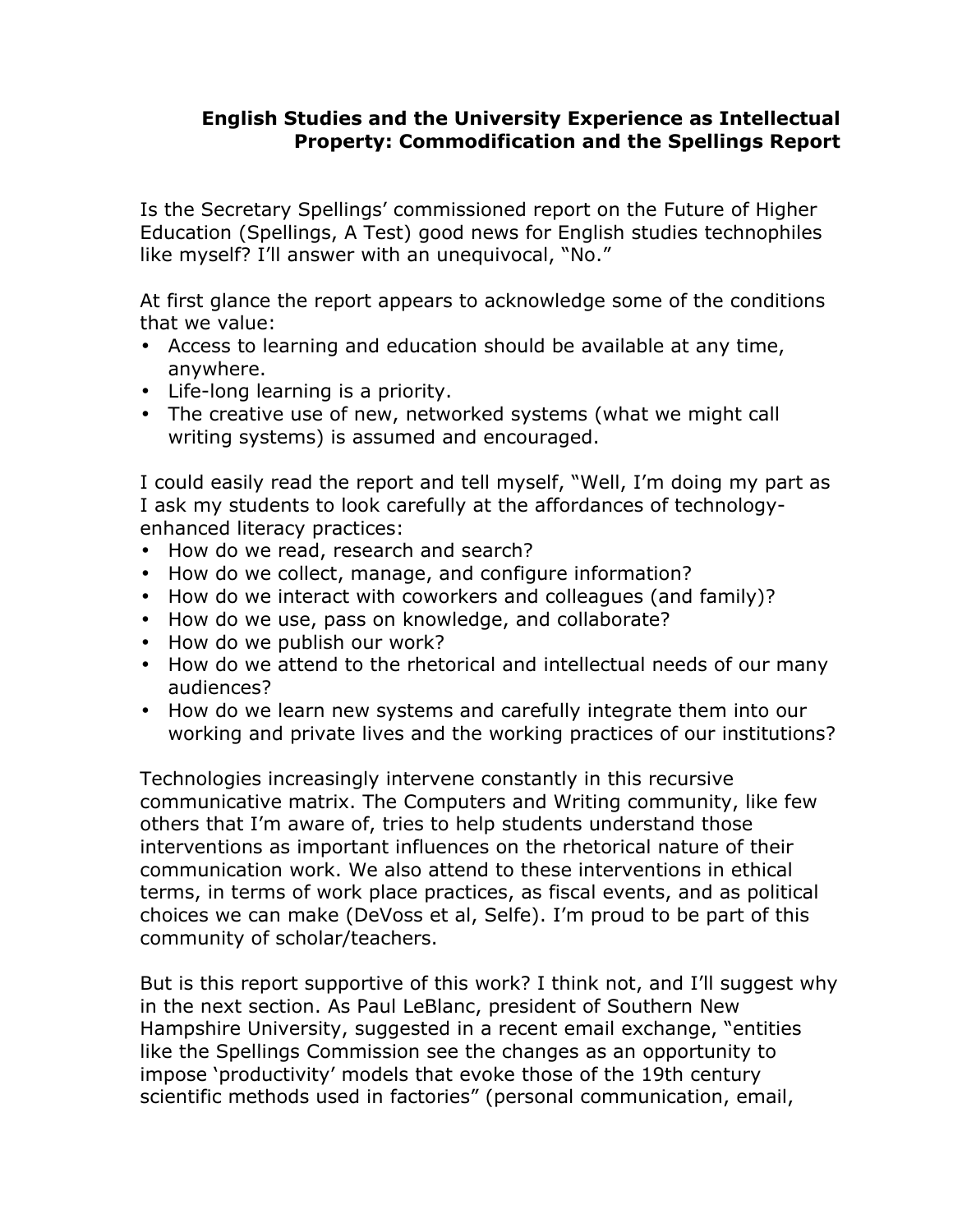**English Studies and the University Experience as Intellectual Property: Commodification and the Spellings Report**

Is the Secretary Spellings' commissioned report on the Future of Higher Education (Spellings, A Test) good news for English studies technophiles like myself? I'll answer with an unequivocal, "No."

At first glance the report appears to acknowledge some of the conditions that we value:

- Access to learning and education should be available at any time, anywhere.
- Life-long learning is a priority.
- The creative use of new, networked systems (what we might call writing systems) is assumed and encouraged.

I could easily read the report and tell myself, "Well, I'm doing my part as I ask my students to look carefully at the affordances of technology-enhanced literacy practices:

- How do we read, research and search?
- How do we collect, manage, and configure information?
- How do we interact with coworkers and colleagues (and family)?
- How do we use, pass on knowledge, and collaborate?
- How do we publish our work?
- How do we attend to the rhetorical and intellectual needs of our many audiences?
- How do we learn new systems and carefully integrate them into our working and private lives and the working practices of our institutions?

Technologies increasingly intervene constantly in this recursive communicative matrix. The Computers and Writing community, like few others that I'm aware of, tries to help students understand those interventions as important influences on the rhetorical nature of their communication work. We also attend to these interventions in ethical terms, in terms of work place practices, as fiscal events, and as political choices we can make (DeVoss et al, Selfe). I'm proud to be part of this community of scholar/teachers.

But is this report supportive of this work? I think not, and I'll suggest why in the next section. As Paul LeBlanc, president of Southern New Hampshire University, suggested in a recent email exchange, "entities like the Spellings Commission see the changes as an opportunity to impose 'productivity' models that evoke those of the 19th century scientific methods used in factories" (personal communication, email,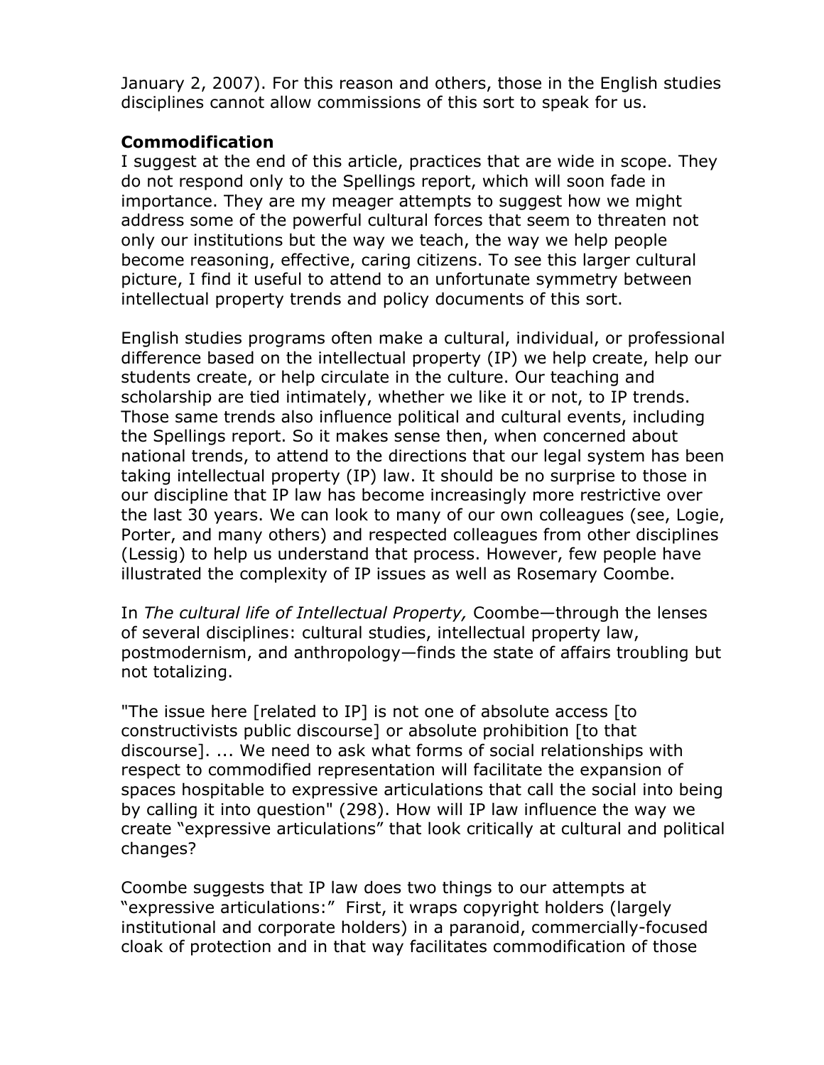January 2, 2007). For this reason and others, those in the English studies disciplines cannot allow commissions of this sort to speak for us.

**Commodification**

I suggest at the end of this article, practices that are wide in scope. They do not respond only to the Spellings report, which will soon fade in importance. They are my meager attempts to suggest how we might address some of the powerful cultural forces that seem to threaten not only our institutions but the way we teach, the way we help people become reasoning, effective, caring citizens. To see this larger cultural picture, I find it useful to attend to an unfortunate symmetry between intellectual property trends and policy documents of this sort.

English studies programs often make a cultural, individual, or professional difference based on the intellectual property (IP) we help create, help our students create, or help circulate in the culture. Our teaching and scholarship are tied intimately, whether we like it or not, to IP trends. Those same trends also influence political and cultural events, including the Spellings report. So it makes sense then, when concerned about national trends, to attend to the directions that our legal system has been taking intellectual property (IP) law. It should be no surprise to those in our discipline that IP law has become increasingly more restrictive over the last 30 years. We can look to many of our own colleagues (see, Logie, Porter, and many others) and respected colleagues from other disciplines (Lessig) to help us understand that process. However, few people have illustrated the complexity of IP issues as well as Rosemary Coombe.

In *The cultural life of Intellectual Property,* Coombe—through the lenses of several disciplines: cultural studies, intellectual property law, postmodernism, and anthropology—finds the state of affairs troubling but not totalizing.

"The issue here [related to IP] is not one of absolute access [to constructivists public discourse] or absolute prohibition [to that discourse]. ... We need to ask what forms of social relationships with respect to commodified representation will facilitate the expansion of spaces hospitable to expressive articulations that call the social into being by calling it into question" (298). How will IP law influence the way we create "expressive articulations" that look critically at cultural and political changes?

Coombe suggests that IP law does two things to our attempts at "expressive articulations:" First, it wraps copyright holders (largely institutional and corporate holders) in a paranoid, commercially-focused cloak of protection and in that way facilitates commodification of those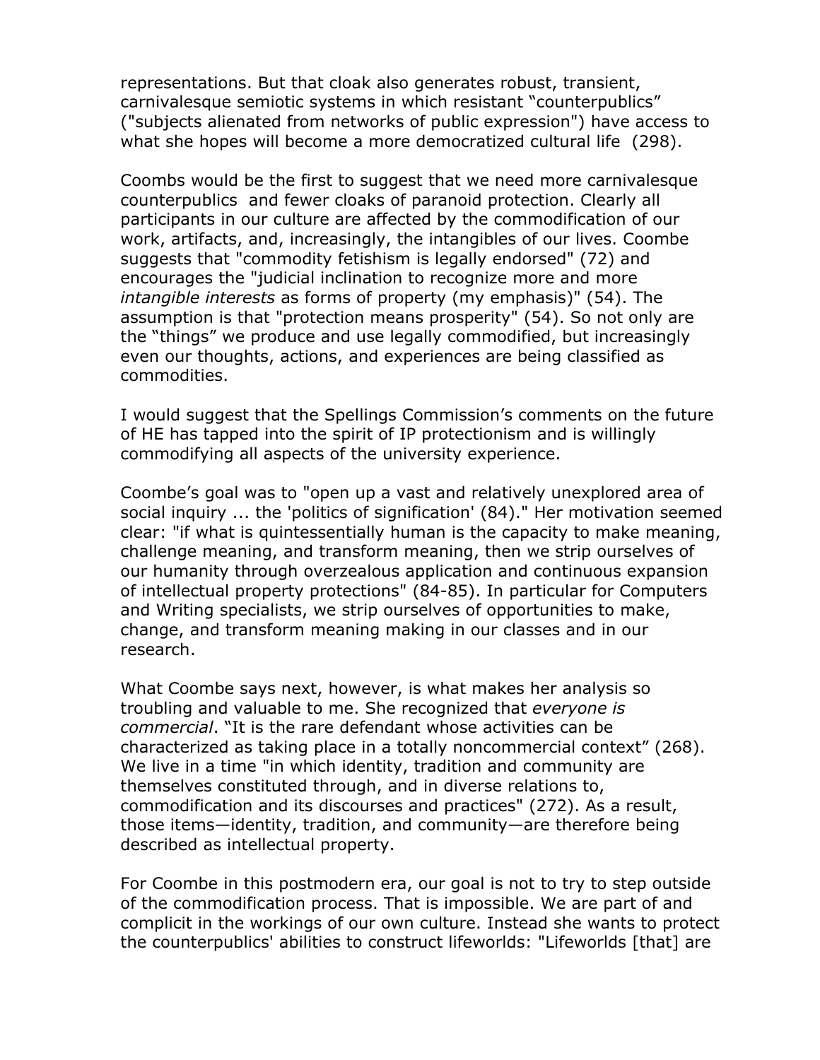representations. But that cloak also generates robust, transient, carnivalesque semiotic systems in which resistant "counterpublics" ("subjects alienated from networks of public expression") have access to what she hopes will become a more democratized cultural life (298).

Coombs would be the first to suggest that we need more carnivalesque counterpublics and fewer cloaks of paranoid protection. Clearly all participants in our culture are affected by the commodification of our work, artifacts, and, increasingly, the intangibles of our lives. Coombe suggests that "commodity fetishism is legally endorsed" (72) and encourages the "judicial inclination to recognize more and more *intangible interests* as forms of property (my emphasis)" (54). The assumption is that "protection means prosperity" (54). So not only are the "things" we produce and use legally commodified, but increasingly even our thoughts, actions, and experiences are being classified as commodities.

I would suggest that the Spellings Commission's comments on the future of HE has tapped into the spirit of IP protectionism and is willingly commodifying all aspects of the university experience.

Coombe's goal was to "open up a vast and relatively unexplored area of social inquiry ... the 'politics of signification' (84)." Her motivation seemed clear: "if what is quintessentially human is the capacity to make meaning, challenge meaning, and transform meaning, then we strip ourselves of our humanity through overzealous application and continuous expansion of intellectual property protections" (84-85). In particular for Computers and Writing specialists, we strip ourselves of opportunities to make, change, and transform meaning making in our classes and in our research.

What Coombe says next, however, is what makes her analysis so troubling and valuable to me. She recognized that *everyone is commercial*. "It is the rare defendant whose activities can be characterized as taking place in a totally noncommercial context" (268). We live in a time "in which identity, tradition and community are themselves constituted through, and in diverse relations to, commodification and its discourses and practices" (272). As a result, those items—identity, tradition, and community—are therefore being described as intellectual property.

For Coombe in this postmodern era, our goal is not to try to step outside of the commodification process. That is impossible. We are part of and complicit in the workings of our own culture. Instead she wants to protect the counterpublics' abilities to construct lifeworlds: "Lifeworlds [that] are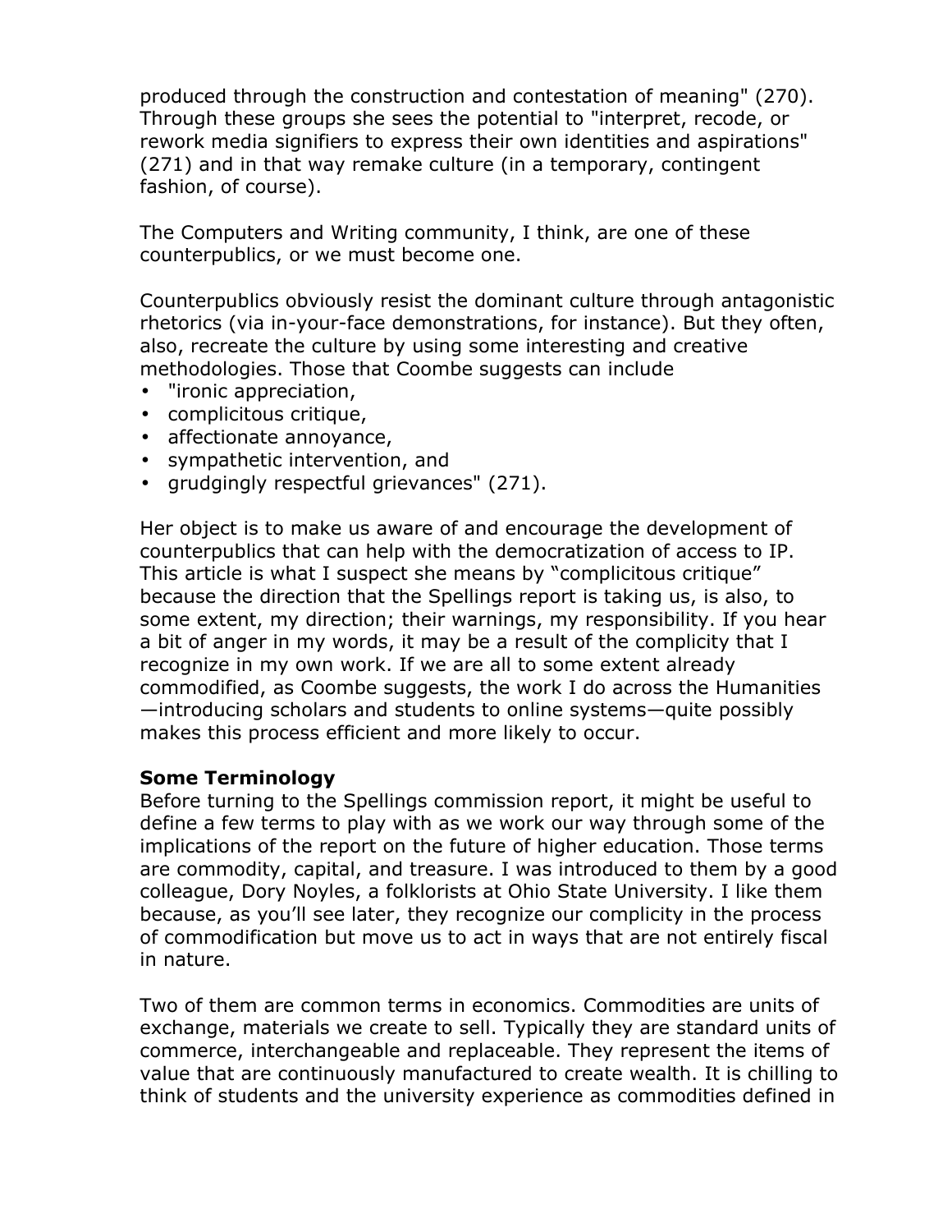produced through the construction and contestation of meaning" (270). Through these groups she sees the potential to "interpret, recode, or rework media signifiers to express their own identities and aspirations" (271) and in that way remake culture (in a temporary, contingent fashion, of course).

The Computers and Writing community, I think, are one of these counterpublics, or we must become one.

Counterpublics obviously resist the dominant culture through antagonistic rhetorics (via in-your-face demonstrations, for instance). But they often, also, recreate the culture by using some interesting and creative methodologies. Those that Coombe suggests can include

- "ironic appreciation,
- complicitous critique,
- affectionate annoyance,
- sympathetic intervention, and
- grudgingly respectful grievances" (271).

Her object is to make us aware of and encourage the development of counterpublics that can help with the democratization of access to IP. This article is what I suspect she means by "complicitous critique" because the direction that the Spellings report is taking us, is also, to some extent, my direction; their warnings, my responsibility. If you hear a bit of anger in my words, it may be a result of the complicity that I recognize in my own work. If we are all to some extent already commodified, as Coombe suggests, the work I do across the Humanities —introducing scholars and students to online systems—quite possibly makes this process efficient and more likely to occur.

**Some Terminology**

Before turning to the Spellings commission report, it might be useful to define a few terms to play with as we work our way through some of the implications of the report on the future of higher education. Those terms are commodity, capital, and treasure. I was introduced to them by a good colleague, Dory Noyles, a folklorists at Ohio State University. I like them because, as you'll see later, they recognize our complicity in the process of commodification but move us to act in ways that are not entirely fiscal in nature.

Two of them are common terms in economics. Commodities are units of exchange, materials we create to sell. Typically they are standard units of commerce, interchangeable and replaceable. They represent the items of value that are continuously manufactured to create wealth. It is chilling to think of students and the university experience as commodities defined in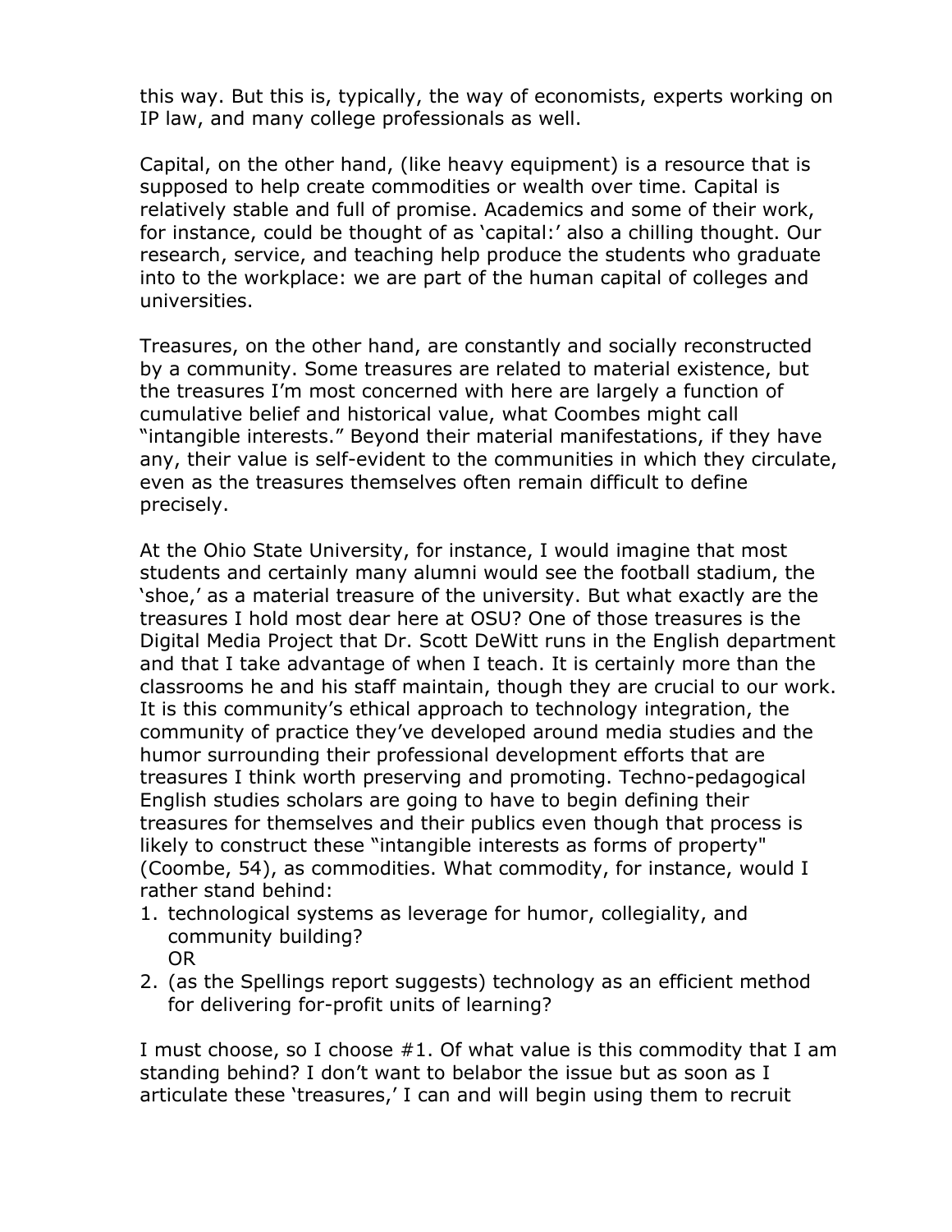this way. But this is, typically, the way of economists, experts working on IP law, and many college professionals as well.

Capital, on the other hand, (like heavy equipment) is a resource that is supposed to help create commodities or wealth over time. Capital is relatively stable and full of promise. Academics and some of their work, for instance, could be thought of as 'capital:' also a chilling thought. Our research, service, and teaching help produce the students who graduate into to the workplace: we are part of the human capital of colleges and universities.

Treasures, on the other hand, are constantly and socially reconstructed by a community. Some treasures are related to material existence, but the treasures I'm most concerned with here are largely a function of cumulative belief and historical value, what Coombes might call "intangible interests." Beyond their material manifestations, if they have any, their value is self-evident to the communities in which they circulate, even as the treasures themselves often remain difficult to define precisely.

At the Ohio State University, for instance, I would imagine that most students and certainly many alumni would see the football stadium, the 'shoe,' as a material treasure of the university. But what exactly are the treasures I hold most dear here at OSU? One of those treasures is the Digital Media Project that Dr. Scott DeWitt runs in the English department and that I take advantage of when I teach. It is certainly more than the classrooms he and his staff maintain, though they are crucial to our work. It is this community's ethical approach to technology integration, the community of practice they've developed around media studies and the humor surrounding their professional development efforts that are treasures I think worth preserving and promoting. Techno-pedagogical English studies scholars are going to have to begin defining their treasures for themselves and their publics even though that process is likely to construct these "intangible interests as forms of property" (Coombe, 54), as commodities. What commodity, for instance, would I rather stand behind:

1. technological systems as leverage for humor, collegiality, and community building?
   OR
2. (as the Spellings report suggests) technology as an efficient method for delivering for-profit units of learning?

I must choose, so I choose #1. Of what value is this commodity that I am standing behind? I don't want to belabor the issue but as soon as I articulate these 'treasures,' I can and will begin using them to recruit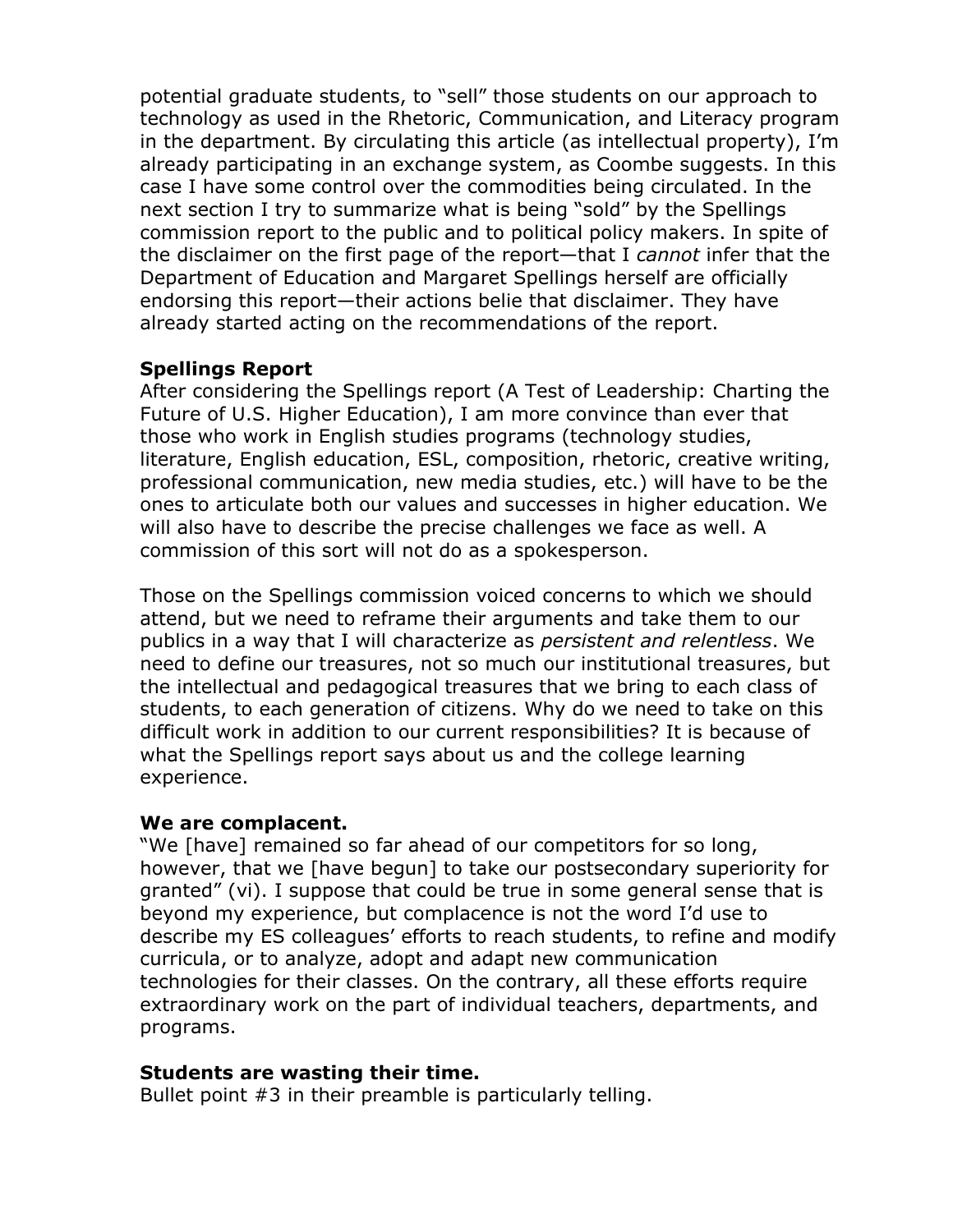potential graduate students, to "sell" those students on our approach to technology as used in the Rhetoric, Communication, and Literacy program in the department. By circulating this article (as intellectual property), I'm already participating in an exchange system, as Coombe suggests. In this case I have some control over the commodities being circulated. In the next section I try to summarize what is being "sold" by the Spellings commission report to the public and to political policy makers. In spite of the disclaimer on the first page of the report—that I *cannot* infer that the Department of Education and Margaret Spellings herself are officially endorsing this report—their actions belie that disclaimer. They have already started acting on the recommendations of the report.

**Spellings Report**

After considering the Spellings report (A Test of Leadership: Charting the Future of U.S. Higher Education), I am more convince than ever that those who work in English studies programs (technology studies, literature, English education, ESL, composition, rhetoric, creative writing, professional communication, new media studies, etc.) will have to be the ones to articulate both our values and successes in higher education. We will also have to describe the precise challenges we face as well. A commission of this sort will not do as a spokesperson.

Those on the Spellings commission voiced concerns to which we should attend, but we need to reframe their arguments and take them to our publics in a way that I will characterize as *persistent and relentless*. We need to define our treasures, not so much our institutional treasures, but the intellectual and pedagogical treasures that we bring to each class of students, to each generation of citizens. Why do we need to take on this difficult work in addition to our current responsibilities? It is because of what the Spellings report says about us and the college learning experience.

**We are complacent.**

"We [have] remained so far ahead of our competitors for so long, however, that we [have begun] to take our postsecondary superiority for granted" (vi). I suppose that could be true in some general sense that is beyond my experience, but complacence is not the word I'd use to describe my ES colleagues' efforts to reach students, to refine and modify curricula, or to analyze, adopt and adapt new communication technologies for their classes. On the contrary, all these efforts require extraordinary work on the part of individual teachers, departments, and programs.

**Students are wasting their time.**

Bullet point #3 in their preamble is particularly telling.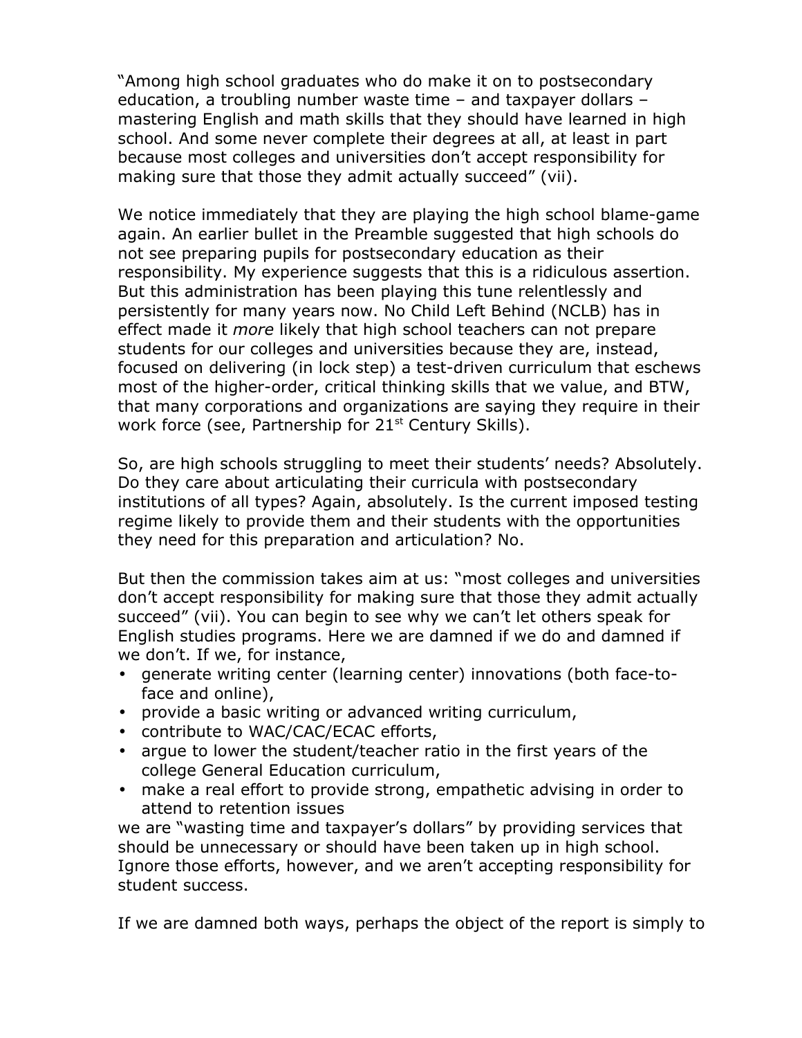"Among high school graduates who do make it on to postsecondary education, a troubling number waste time – and taxpayer dollars – mastering English and math skills that they should have learned in high school. And some never complete their degrees at all, at least in part because most colleges and universities don't accept responsibility for making sure that those they admit actually succeed" (vii).

We notice immediately that they are playing the high school blame-game again. An earlier bullet in the Preamble suggested that high schools do not see preparing pupils for postsecondary education as their responsibility. My experience suggests that this is a ridiculous assertion. But this administration has been playing this tune relentlessly and persistently for many years now. No Child Left Behind (NCLB) has in effect made it *more* likely that high school teachers can not prepare students for our colleges and universities because they are, instead, focused on delivering (in lock step) a test-driven curriculum that eschews most of the higher-order, critical thinking skills that we value, and BTW, that many corporations and organizations are saying they require in their work force (see, Partnership for 21st Century Skills).

So, are high schools struggling to meet their students' needs? Absolutely. Do they care about articulating their curricula with postsecondary institutions of all types? Again, absolutely. Is the current imposed testing regime likely to provide them and their students with the opportunities they need for this preparation and articulation? No.

But then the commission takes aim at us: "most colleges and universities don't accept responsibility for making sure that those they admit actually succeed" (vii). You can begin to see why we can't let others speak for English studies programs. Here we are damned if we do and damned if we don't. If we, for instance,

- generate writing center (learning center) innovations (both face-to-face and online),
- provide a basic writing or advanced writing curriculum,
- contribute to WAC/CAC/ECAC efforts,
- argue to lower the student/teacher ratio in the first years of the college General Education curriculum,
- make a real effort to provide strong, empathetic advising in order to attend to retention issues

we are "wasting time and taxpayer's dollars" by providing services that should be unnecessary or should have been taken up in high school. Ignore those efforts, however, and we aren't accepting responsibility for student success.

If we are damned both ways, perhaps the object of the report is simply to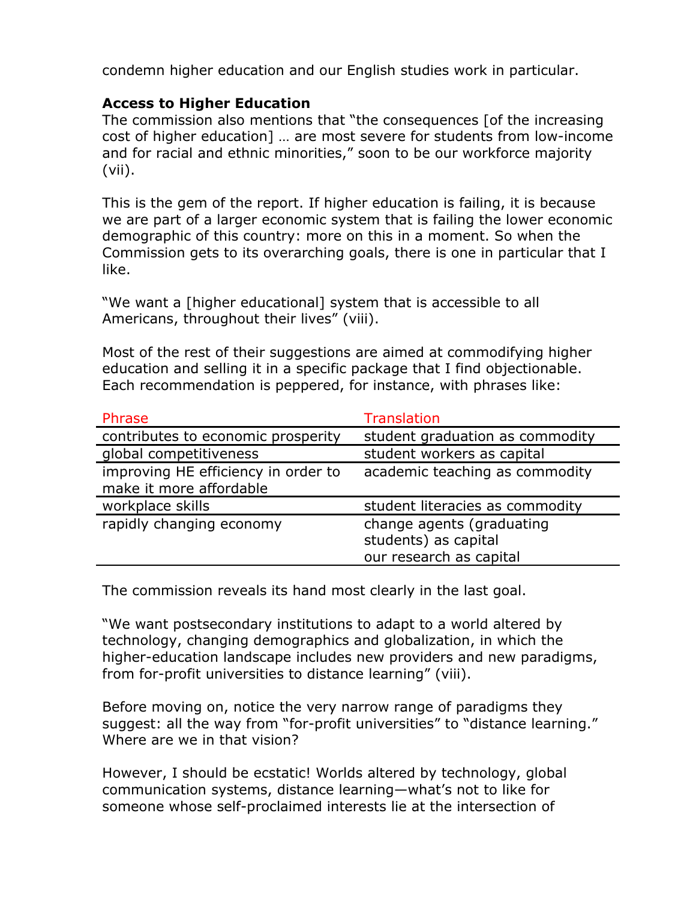condemn higher education and our English studies work in particular.

**Access to Higher Education**

The commission also mentions that "the consequences [of the increasing cost of higher education] … are most severe for students from low-income and for racial and ethnic minorities," soon to be our workforce majority (vii).

This is the gem of the report. If higher education is failing, it is because we are part of a larger economic system that is failing the lower economic demographic of this country: more on this in a moment. So when the Commission gets to its overarching goals, there is one in particular that I like.

"We want a [higher educational] system that is accessible to all Americans, throughout their lives" (viii).

Most of the rest of their suggestions are aimed at commodifying higher education and selling it in a specific package that I find objectionable. Each recommendation is peppered, for instance, with phrases like:

| Phrase | Translation |
| --- | --- |
| contributes to economic prosperity | student graduation as commodity |
| global competitiveness | student workers as capital |
| improving HE efficiency in order to make it more affordable | academic teaching as commodity |
| workplace skills | student literacies as commodity |
| rapidly changing economy | change agents (graduating students) as capital<br>our research as capital |

The commission reveals its hand most clearly in the last goal.

"We want postsecondary institutions to adapt to a world altered by technology, changing demographics and globalization, in which the higher-education landscape includes new providers and new paradigms, from for-profit universities to distance learning" (viii).

Before moving on, notice the very narrow range of paradigms they suggest: all the way from "for-profit universities" to "distance learning." Where are we in that vision?

However, I should be ecstatic! Worlds altered by technology, global communication systems, distance learning—what's not to like for someone whose self-proclaimed interests lie at the intersection of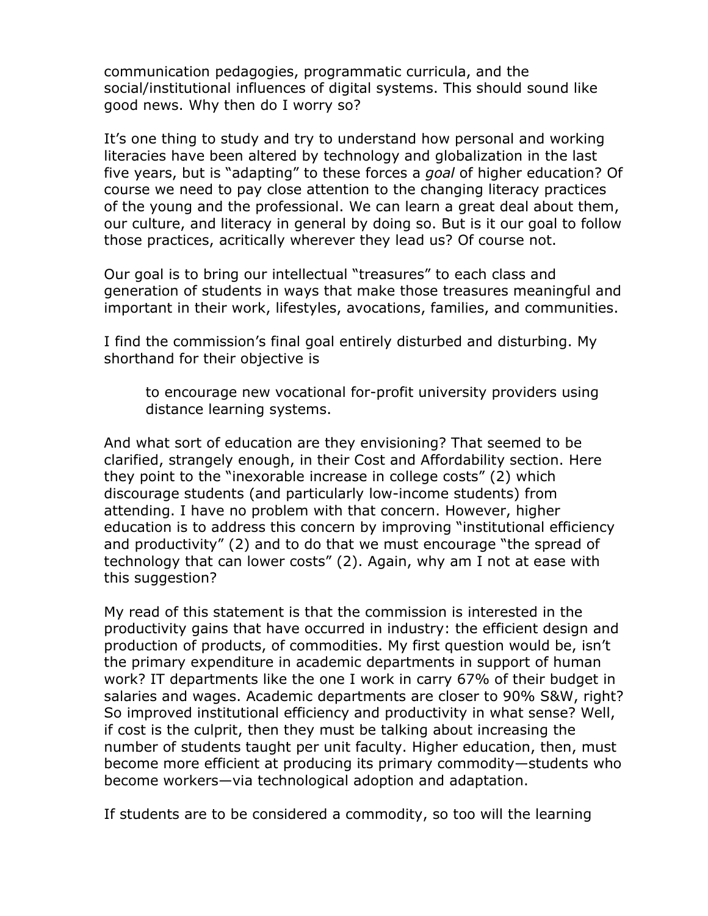communication pedagogies, programmatic curricula, and the social/institutional influences of digital systems. This should sound like good news. Why then do I worry so?

It's one thing to study and try to understand how personal and working literacies have been altered by technology and globalization in the last five years, but is "adapting" to these forces a *goal* of higher education? Of course we need to pay close attention to the changing literacy practices of the young and the professional. We can learn a great deal about them, our culture, and literacy in general by doing so. But is it our goal to follow those practices, acritically wherever they lead us? Of course not.

Our goal is to bring our intellectual "treasures" to each class and generation of students in ways that make those treasures meaningful and important in their work, lifestyles, avocations, families, and communities.

I find the commission's final goal entirely disturbed and disturbing. My shorthand for their objective is

> to encourage new vocational for-profit university providers using distance learning systems.

And what sort of education are they envisioning? That seemed to be clarified, strangely enough, in their Cost and Affordability section. Here they point to the "inexorable increase in college costs" (2) which discourage students (and particularly low-income students) from attending. I have no problem with that concern. However, higher education is to address this concern by improving "institutional efficiency and productivity" (2) and to do that we must encourage "the spread of technology that can lower costs" (2). Again, why am I not at ease with this suggestion?

My read of this statement is that the commission is interested in the productivity gains that have occurred in industry: the efficient design and production of products, of commodities. My first question would be, isn't the primary expenditure in academic departments in support of human work? IT departments like the one I work in carry 67% of their budget in salaries and wages. Academic departments are closer to 90% S&W, right? So improved institutional efficiency and productivity in what sense? Well, if cost is the culprit, then they must be talking about increasing the number of students taught per unit faculty. Higher education, then, must become more efficient at producing its primary commodity—students who become workers—via technological adoption and adaptation.

If students are to be considered a commodity, so too will the learning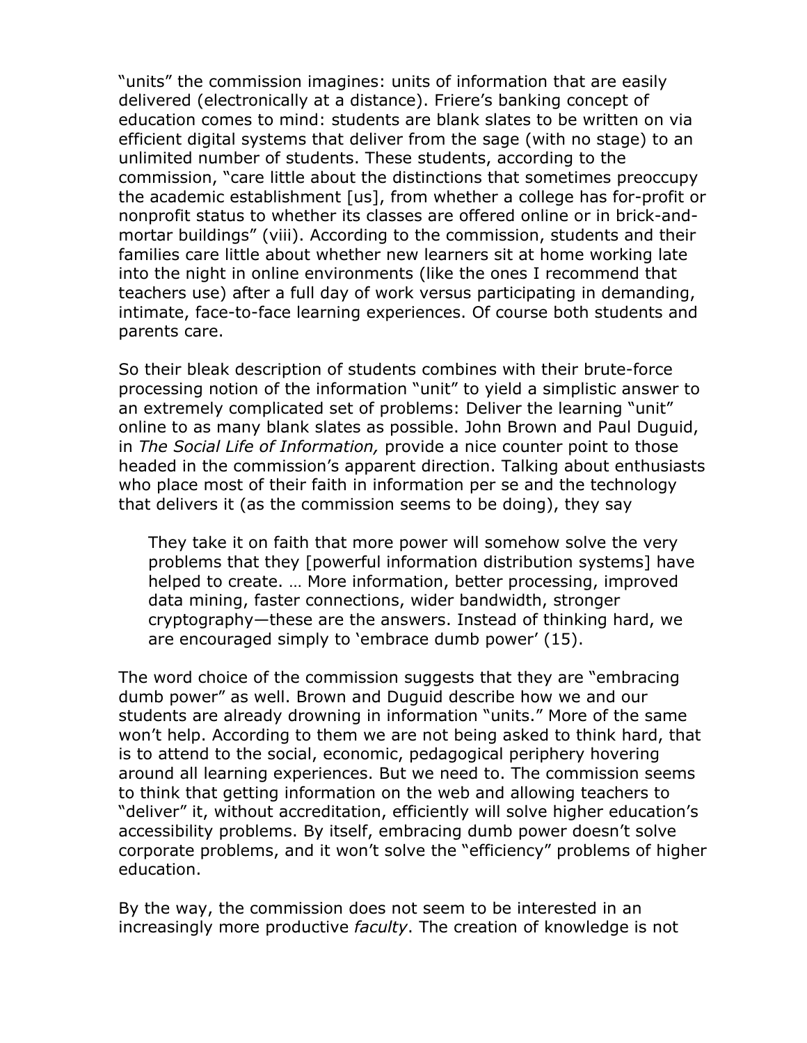"units" the commission imagines: units of information that are easily delivered (electronically at a distance). Friere's banking concept of education comes to mind: students are blank slates to be written on via efficient digital systems that deliver from the sage (with no stage) to an unlimited number of students. These students, according to the commission, "care little about the distinctions that sometimes preoccupy the academic establishment [us], from whether a college has for-profit or nonprofit status to whether its classes are offered online or in brick-and-mortar buildings" (viii). According to the commission, students and their families care little about whether new learners sit at home working late into the night in online environments (like the ones I recommend that teachers use) after a full day of work versus participating in demanding, intimate, face-to-face learning experiences. Of course both students and parents care.

So their bleak description of students combines with their brute-force processing notion of the information "unit" to yield a simplistic answer to an extremely complicated set of problems: Deliver the learning "unit" online to as many blank slates as possible. John Brown and Paul Duguid, in *The Social Life of Information,* provide a nice counter point to those headed in the commission's apparent direction. Talking about enthusiasts who place most of their faith in information per se and the technology that delivers it (as the commission seems to be doing), they say

> They take it on faith that more power will somehow solve the very problems that they [powerful information distribution systems] have helped to create. … More information, better processing, improved data mining, faster connections, wider bandwidth, stronger cryptography—these are the answers. Instead of thinking hard, we are encouraged simply to 'embrace dumb power' (15).

The word choice of the commission suggests that they are "embracing dumb power" as well. Brown and Duguid describe how we and our students are already drowning in information "units." More of the same won't help. According to them we are not being asked to think hard, that is to attend to the social, economic, pedagogical periphery hovering around all learning experiences. But we need to. The commission seems to think that getting information on the web and allowing teachers to "deliver" it, without accreditation, efficiently will solve higher education's accessibility problems. By itself, embracing dumb power doesn't solve corporate problems, and it won't solve the "efficiency" problems of higher education.

By the way, the commission does not seem to be interested in an increasingly more productive *faculty*. The creation of knowledge is not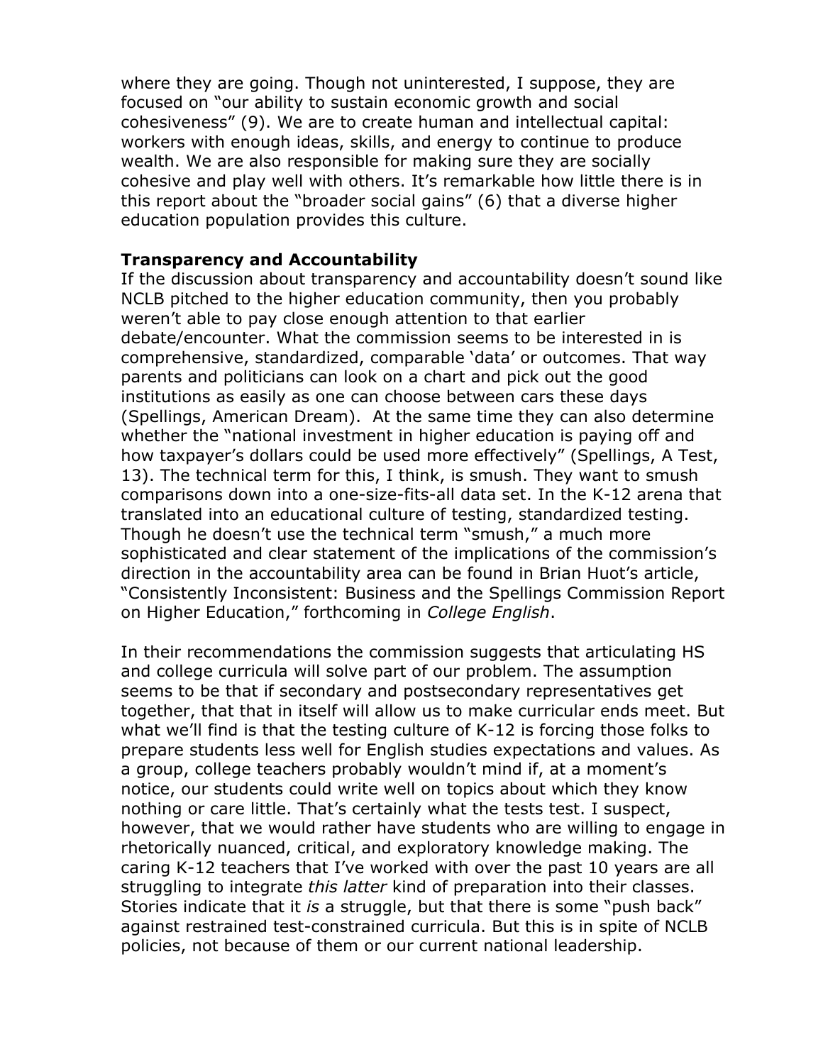where they are going. Though not uninterested, I suppose, they are focused on "our ability to sustain economic growth and social cohesiveness" (9). We are to create human and intellectual capital: workers with enough ideas, skills, and energy to continue to produce wealth. We are also responsible for making sure they are socially cohesive and play well with others. It's remarkable how little there is in this report about the "broader social gains" (6) that a diverse higher education population provides this culture.

**Transparency and Accountability**

If the discussion about transparency and accountability doesn't sound like NCLB pitched to the higher education community, then you probably weren't able to pay close enough attention to that earlier debate/encounter. What the commission seems to be interested in is comprehensive, standardized, comparable 'data' or outcomes. That way parents and politicians can look on a chart and pick out the good institutions as easily as one can choose between cars these days (Spellings, American Dream). At the same time they can also determine whether the "national investment in higher education is paying off and how taxpayer's dollars could be used more effectively" (Spellings, A Test, 13). The technical term for this, I think, is smush. They want to smush comparisons down into a one-size-fits-all data set. In the K-12 arena that translated into an educational culture of testing, standardized testing. Though he doesn't use the technical term "smush," a much more sophisticated and clear statement of the implications of the commission's direction in the accountability area can be found in Brian Huot's article, "Consistently Inconsistent: Business and the Spellings Commission Report on Higher Education," forthcoming in *College English*.

In their recommendations the commission suggests that articulating HS and college curricula will solve part of our problem. The assumption seems to be that if secondary and postsecondary representatives get together, that that in itself will allow us to make curricular ends meet. But what we'll find is that the testing culture of K-12 is forcing those folks to prepare students less well for English studies expectations and values. As a group, college teachers probably wouldn't mind if, at a moment's notice, our students could write well on topics about which they know nothing or care little. That's certainly what the tests test. I suspect, however, that we would rather have students who are willing to engage in rhetorically nuanced, critical, and exploratory knowledge making. The caring K-12 teachers that I've worked with over the past 10 years are all struggling to integrate *this latter* kind of preparation into their classes. Stories indicate that it *is* a struggle, but that there is some "push back" against restrained test-constrained curricula. But this is in spite of NCLB policies, not because of them or our current national leadership.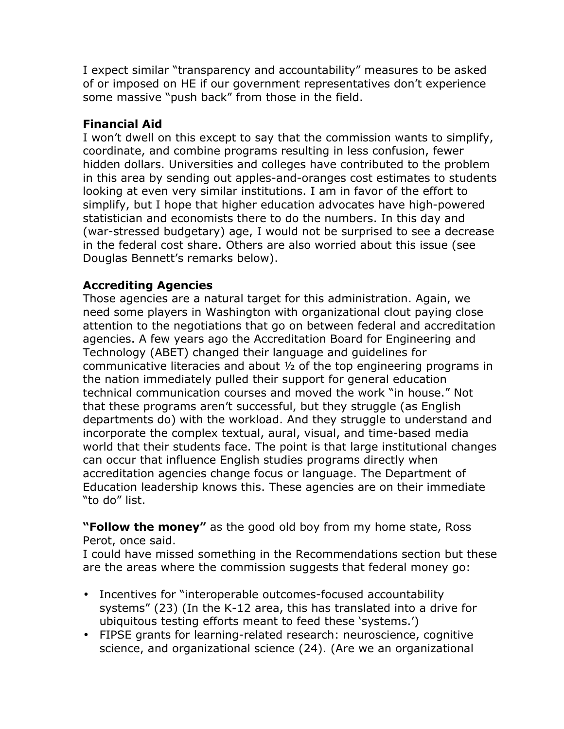I expect similar "transparency and accountability" measures to be asked of or imposed on HE if our government representatives don't experience some massive "push back" from those in the field.

**Financial Aid**

I won't dwell on this except to say that the commission wants to simplify, coordinate, and combine programs resulting in less confusion, fewer hidden dollars. Universities and colleges have contributed to the problem in this area by sending out apples-and-oranges cost estimates to students looking at even very similar institutions. I am in favor of the effort to simplify, but I hope that higher education advocates have high-powered statistician and economists there to do the numbers. In this day and (war-stressed budgetary) age, I would not be surprised to see a decrease in the federal cost share. Others are also worried about this issue (see Douglas Bennett's remarks below).

**Accrediting Agencies**

Those agencies are a natural target for this administration. Again, we need some players in Washington with organizational clout paying close attention to the negotiations that go on between federal and accreditation agencies. A few years ago the Accreditation Board for Engineering and Technology (ABET) changed their language and guidelines for communicative literacies and about ½ of the top engineering programs in the nation immediately pulled their support for general education technical communication courses and moved the work "in house." Not that these programs aren't successful, but they struggle (as English departments do) with the workload. And they struggle to understand and incorporate the complex textual, aural, visual, and time-based media world that their students face. The point is that large institutional changes can occur that influence English studies programs directly when accreditation agencies change focus or language. The Department of Education leadership knows this. These agencies are on their immediate "to do" list.

**"Follow the money"** as the good old boy from my home state, Ross Perot, once said.

I could have missed something in the Recommendations section but these are the areas where the commission suggests that federal money go:

- Incentives for "interoperable outcomes-focused accountability systems" (23) (In the K-12 area, this has translated into a drive for ubiquitous testing efforts meant to feed these 'systems.')
- FIPSE grants for learning-related research: neuroscience, cognitive science, and organizational science (24). (Are we an organizational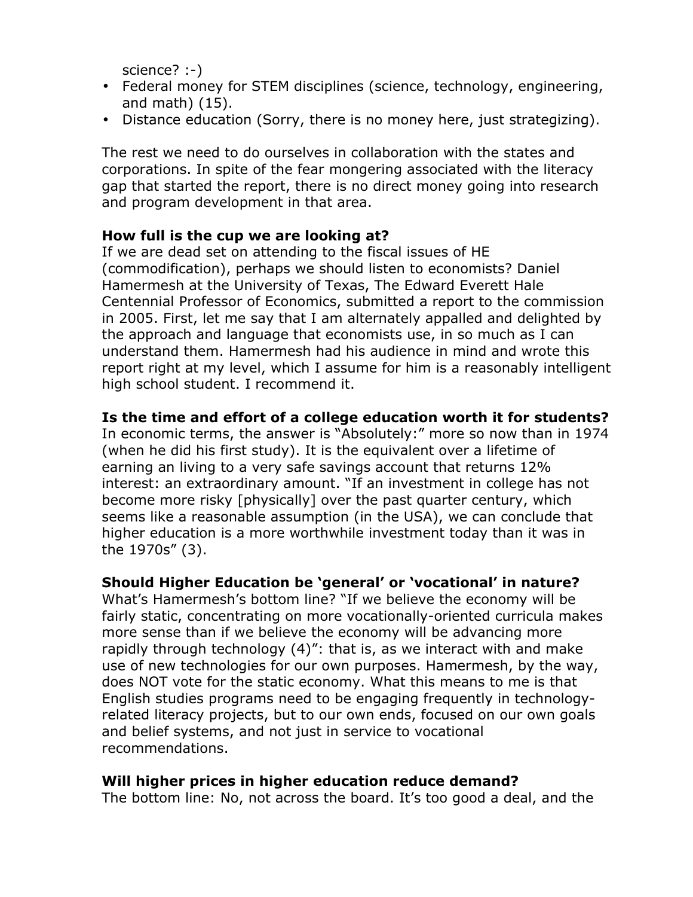science? :-)

- Federal money for STEM disciplines (science, technology, engineering, and math) (15).
- Distance education (Sorry, there is no money here, just strategizing).

The rest we need to do ourselves in collaboration with the states and corporations. In spite of the fear mongering associated with the literacy gap that started the report, there is no direct money going into research and program development in that area.

**How full is the cup we are looking at?**
If we are dead set on attending to the fiscal issues of HE (commodification), perhaps we should listen to economists? Daniel Hamermesh at the University of Texas, The Edward Everett Hale Centennial Professor of Economics, submitted a report to the commission in 2005. First, let me say that I am alternately appalled and delighted by the approach and language that economists use, in so much as I can understand them. Hamermesh had his audience in mind and wrote this report right at my level, which I assume for him is a reasonably intelligent high school student. I recommend it.

**Is the time and effort of a college education worth it for students?**
In economic terms, the answer is "Absolutely:" more so now than in 1974 (when he did his first study). It is the equivalent over a lifetime of earning an living to a very safe savings account that returns 12% interest: an extraordinary amount. "If an investment in college has not become more risky [physically] over the past quarter century, which seems like a reasonable assumption (in the USA), we can conclude that higher education is a more worthwhile investment today than it was in the 1970s" (3).

**Should Higher Education be 'general' or 'vocational' in nature?**
What's Hamermesh's bottom line? "If we believe the economy will be fairly static, concentrating on more vocationally-oriented curricula makes more sense than if we believe the economy will be advancing more rapidly through technology (4)": that is, as we interact with and make use of new technologies for our own purposes. Hamermesh, by the way, does NOT vote for the static economy. What this means to me is that English studies programs need to be engaging frequently in technology-related literacy projects, but to our own ends, focused on our own goals and belief systems, and not just in service to vocational recommendations.

**Will higher prices in higher education reduce demand?**
The bottom line: No, not across the board. It's too good a deal, and the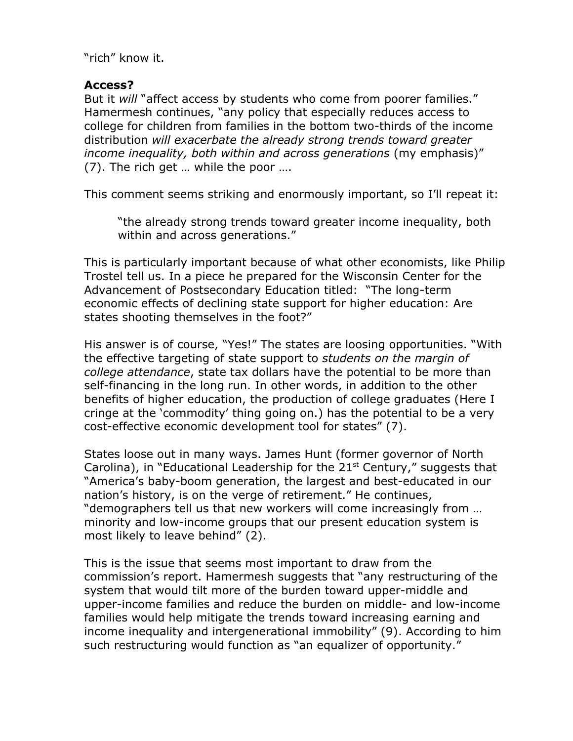"rich" know it.

**Access?**

But it *will* "affect access by students who come from poorer families." Hamermesh continues, "any policy that especially reduces access to college for children from families in the bottom two-thirds of the income distribution *will exacerbate the already strong trends toward greater income inequality, both within and across generations* (my emphasis)" (7). The rich get … while the poor ….

This comment seems striking and enormously important, so I'll repeat it:

> "the already strong trends toward greater income inequality, both within and across generations."

This is particularly important because of what other economists, like Philip Trostel tell us. In a piece he prepared for the Wisconsin Center for the Advancement of Postsecondary Education titled: "The long-term economic effects of declining state support for higher education: Are states shooting themselves in the foot?"

His answer is of course, "Yes!" The states are loosing opportunities. "With the effective targeting of state support to *students on the margin of college attendance*, state tax dollars have the potential to be more than self-financing in the long run. In other words, in addition to the other benefits of higher education, the production of college graduates (Here I cringe at the 'commodity' thing going on.) has the potential to be a very cost-effective economic development tool for states" (7).

States loose out in many ways. James Hunt (former governor of North Carolina), in "Educational Leadership for the 21st Century," suggests that "America's baby-boom generation, the largest and best-educated in our nation's history, is on the verge of retirement." He continues, "demographers tell us that new workers will come increasingly from … minority and low-income groups that our present education system is most likely to leave behind" (2).

This is the issue that seems most important to draw from the commission's report. Hamermesh suggests that "any restructuring of the system that would tilt more of the burden toward upper-middle and upper-income families and reduce the burden on middle- and low-income families would help mitigate the trends toward increasing earning and income inequality and intergenerational immobility" (9). According to him such restructuring would function as "an equalizer of opportunity."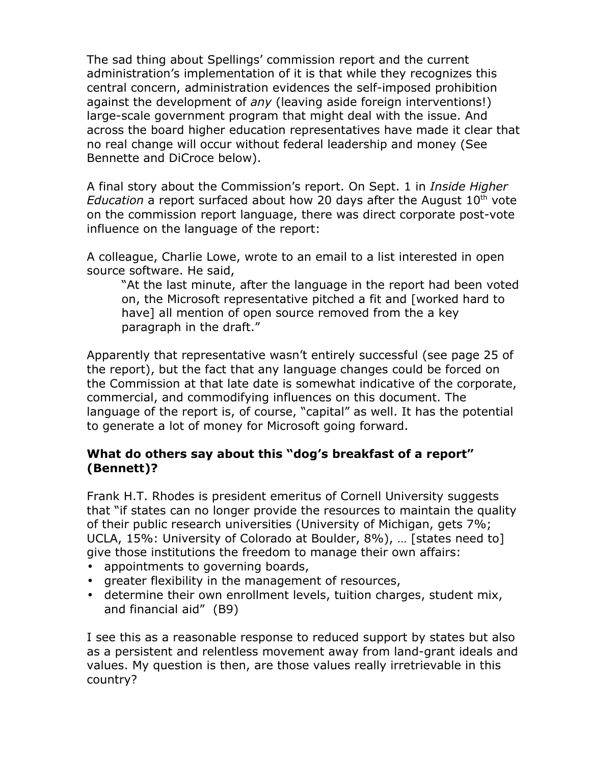The sad thing about Spellings' commission report and the current administration's implementation of it is that while they recognizes this central concern, administration evidences the self-imposed prohibition against the development of *any* (leaving aside foreign interventions!) large-scale government program that might deal with the issue. And across the board higher education representatives have made it clear that no real change will occur without federal leadership and money (See Bennette and DiCroce below).

A final story about the Commission's report. On Sept. 1 in *Inside Higher Education* a report surfaced about how 20 days after the August 10th vote on the commission report language, there was direct corporate post-vote influence on the language of the report:

A colleague, Charlie Lowe, wrote to an email to a list interested in open source software. He said,

> "At the last minute, after the language in the report had been voted on, the Microsoft representative pitched a fit and [worked hard to have] all mention of open source removed from the a key paragraph in the draft."

Apparently that representative wasn't entirely successful (see page 25 of the report), but the fact that any language changes could be forced on the Commission at that late date is somewhat indicative of the corporate, commercial, and commodifying influences on this document. The language of the report is, of course, "capital" as well. It has the potential to generate a lot of money for Microsoft going forward.

**What do others say about this "dog's breakfast of a report" (Bennett)?**

Frank H.T. Rhodes is president emeritus of Cornell University suggests that "if states can no longer provide the resources to maintain the quality of their public research universities (University of Michigan, gets 7%; UCLA, 15%: University of Colorado at Boulder, 8%), … [states need to] give those institutions the freedom to manage their own affairs:

- appointments to governing boards,
- greater flexibility in the management of resources,
- determine their own enrollment levels, tuition charges, student mix, and financial aid" (B9)

I see this as a reasonable response to reduced support by states but also as a persistent and relentless movement away from land-grant ideals and values. My question is then, are those values really irretrievable in this country?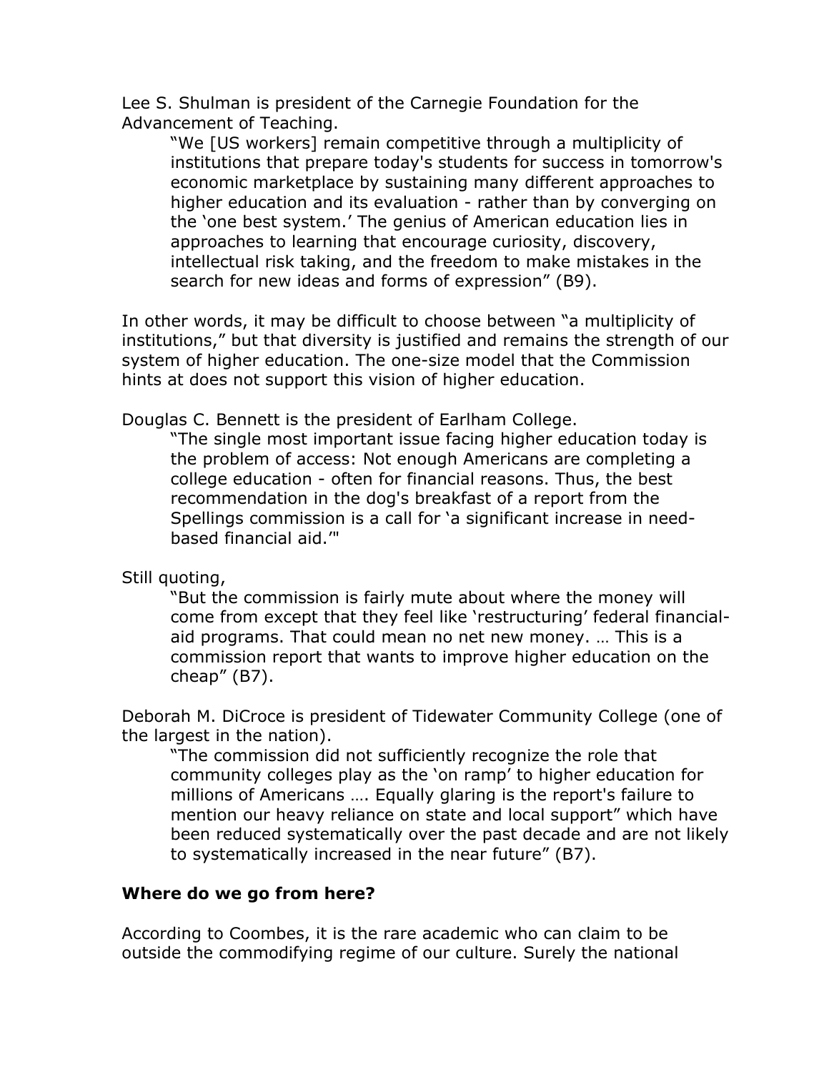Lee S. Shulman is president of the Carnegie Foundation for the Advancement of Teaching.

> "We [US workers] remain competitive through a multiplicity of institutions that prepare today's students for success in tomorrow's economic marketplace by sustaining many different approaches to higher education and its evaluation - rather than by converging on the 'one best system.' The genius of American education lies in approaches to learning that encourage curiosity, discovery, intellectual risk taking, and the freedom to make mistakes in the search for new ideas and forms of expression" (B9).

In other words, it may be difficult to choose between "a multiplicity of institutions," but that diversity is justified and remains the strength of our system of higher education. The one-size model that the Commission hints at does not support this vision of higher education.

Douglas C. Bennett is the president of Earlham College.

> "The single most important issue facing higher education today is the problem of access: Not enough Americans are completing a college education - often for financial reasons. Thus, the best recommendation in the dog's breakfast of a report from the Spellings commission is a call for 'a significant increase in need-based financial aid.'"

Still quoting,

> "But the commission is fairly mute about where the money will come from except that they feel like 'restructuring' federal financial-aid programs. That could mean no net new money. … This is a commission report that wants to improve higher education on the cheap" (B7).

Deborah M. DiCroce is president of Tidewater Community College (one of the largest in the nation).

> "The commission did not sufficiently recognize the role that community colleges play as the 'on ramp' to higher education for millions of Americans …. Equally glaring is the report's failure to mention our heavy reliance on state and local support" which have been reduced systematically over the past decade and are not likely to systematically increased in the near future" (B7).

**Where do we go from here?**

According to Coombes, it is the rare academic who can claim to be outside the commodifying regime of our culture. Surely the national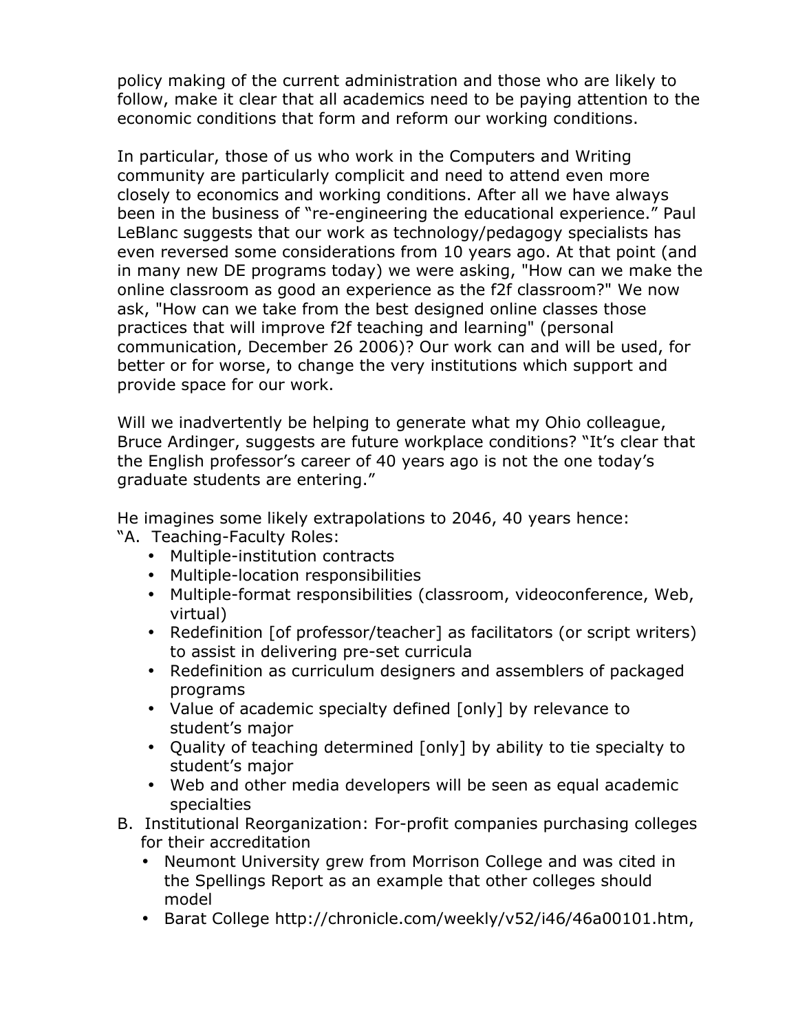policy making of the current administration and those who are likely to follow, make it clear that all academics need to be paying attention to the economic conditions that form and reform our working conditions.

In particular, those of us who work in the Computers and Writing community are particularly complicit and need to attend even more closely to economics and working conditions. After all we have always been in the business of "re-engineering the educational experience." Paul LeBlanc suggests that our work as technology/pedagogy specialists has even reversed some considerations from 10 years ago. At that point (and in many new DE programs today) we were asking, "How can we make the online classroom as good an experience as the f2f classroom?" We now ask, "How can we take from the best designed online classes those practices that will improve f2f teaching and learning" (personal communication, December 26 2006)? Our work can and will be used, for better or for worse, to change the very institutions which support and provide space for our work.

Will we inadvertently be helping to generate what my Ohio colleague, Bruce Ardinger, suggests are future workplace conditions? "It's clear that the English professor's career of 40 years ago is not the one today's graduate students are entering."

He imagines some likely extrapolations to 2046, 40 years hence:

"A. Teaching-Faculty Roles:
- Multiple-institution contracts
- Multiple-location responsibilities
- Multiple-format responsibilities (classroom, videoconference, Web, virtual)
- Redefinition [of professor/teacher] as facilitators (or script writers) to assist in delivering pre-set curricula
- Redefinition as curriculum designers and assemblers of packaged programs
- Value of academic specialty defined [only] by relevance to student's major
- Quality of teaching determined [only] by ability to tie specialty to student's major
- Web and other media developers will be seen as equal academic specialties

B. Institutional Reorganization: For-profit companies purchasing colleges for their accreditation
- Neumont University grew from Morrison College and was cited in the Spellings Report as an example that other colleges should model
- Barat College http://chronicle.com/weekly/v52/i46/46a00101.htm,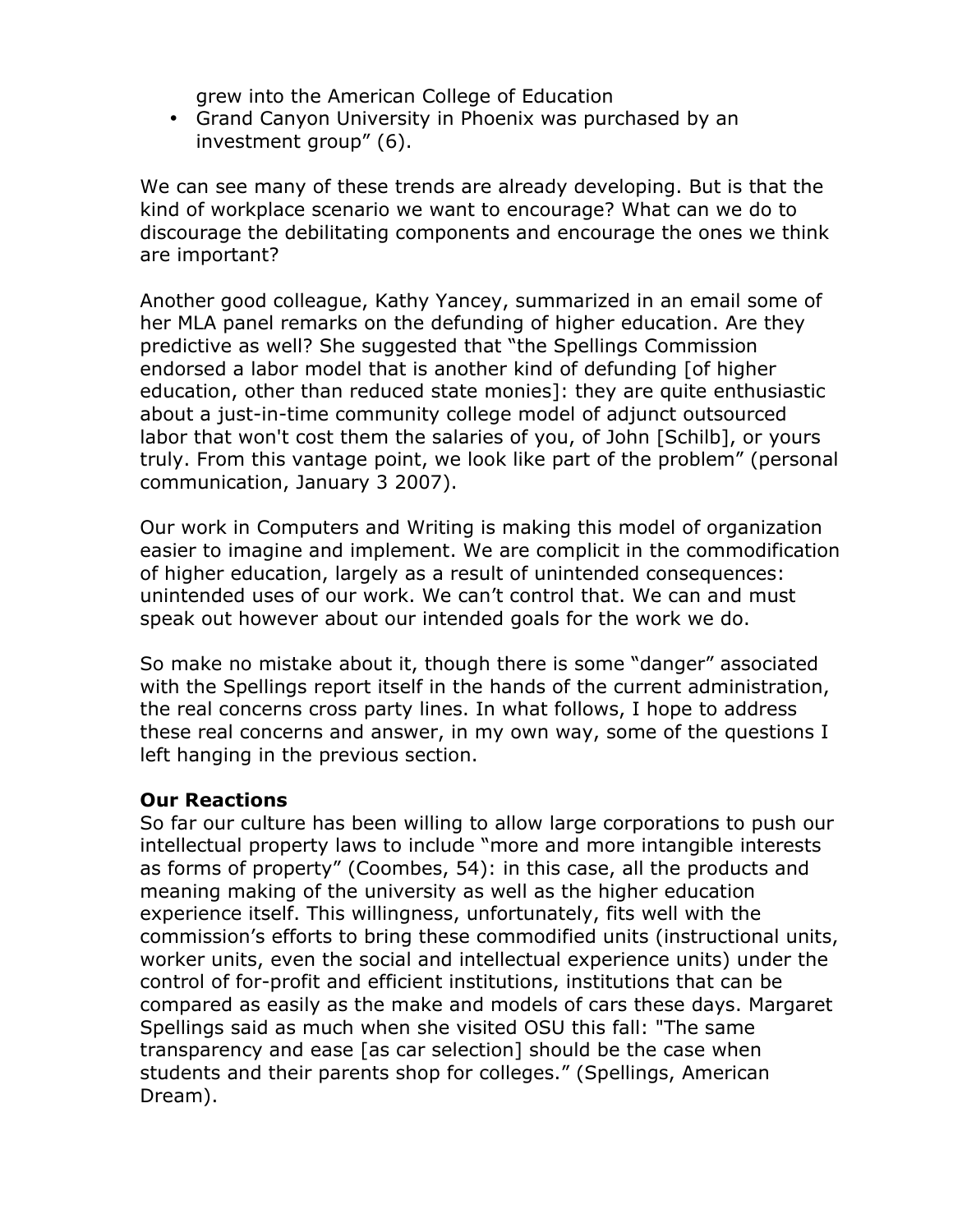grew into the American College of Education
- Grand Canyon University in Phoenix was purchased by an investment group" (6).

We can see many of these trends are already developing. But is that the kind of workplace scenario we want to encourage? What can we do to discourage the debilitating components and encourage the ones we think are important?

Another good colleague, Kathy Yancey, summarized in an email some of her MLA panel remarks on the defunding of higher education. Are they predictive as well? She suggested that "the Spellings Commission endorsed a labor model that is another kind of defunding [of higher education, other than reduced state monies]: they are quite enthusiastic about a just-in-time community college model of adjunct outsourced labor that won't cost them the salaries of you, of John [Schilb], or yours truly. From this vantage point, we look like part of the problem" (personal communication, January 3 2007).

Our work in Computers and Writing is making this model of organization easier to imagine and implement. We are complicit in the commodification of higher education, largely as a result of unintended consequences: unintended uses of our work. We can't control that. We can and must speak out however about our intended goals for the work we do.

So make no mistake about it, though there is some "danger" associated with the Spellings report itself in the hands of the current administration, the real concerns cross party lines. In what follows, I hope to address these real concerns and answer, in my own way, some of the questions I left hanging in the previous section.

**Our Reactions**

So far our culture has been willing to allow large corporations to push our intellectual property laws to include "more and more intangible interests as forms of property" (Coombes, 54): in this case, all the products and meaning making of the university as well as the higher education experience itself. This willingness, unfortunately, fits well with the commission's efforts to bring these commodified units (instructional units, worker units, even the social and intellectual experience units) under the control of for-profit and efficient institutions, institutions that can be compared as easily as the make and models of cars these days. Margaret Spellings said as much when she visited OSU this fall: "The same transparency and ease [as car selection] should be the case when students and their parents shop for colleges." (Spellings, American Dream).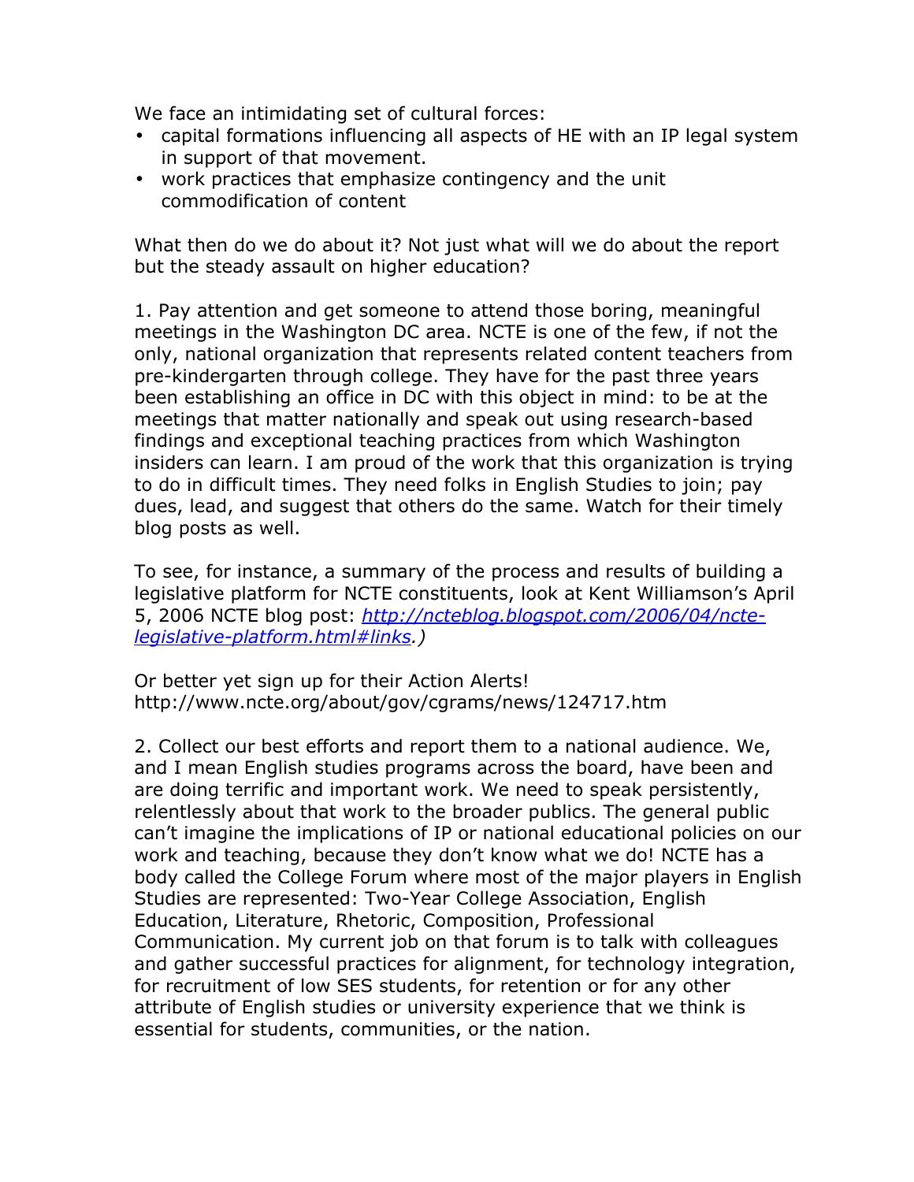We face an intimidating set of cultural forces:

- capital formations influencing all aspects of HE with an IP legal system in support of that movement.
- work practices that emphasize contingency and the unit commodification of content

What then do we do about it? Not just what will we do about the report but the steady assault on higher education?

1. Pay attention and get someone to attend those boring, meaningful meetings in the Washington DC area. NCTE is one of the few, if not the only, national organization that represents related content teachers from pre-kindergarten through college. They have for the past three years been establishing an office in DC with this object in mind: to be at the meetings that matter nationally and speak out using research-based findings and exceptional teaching practices from which Washington insiders can learn. I am proud of the work that this organization is trying to do in difficult times. They need folks in English Studies to join; pay dues, lead, and suggest that others do the same. Watch for their timely blog posts as well.

To see, for instance, a summary of the process and results of building a legislative platform for NCTE constituents, look at Kent Williamson's April 5, 2006 NCTE blog post: *[http://ncteblog.blogspot.com/2006/04/ncte-legislative-platform.html#links](http://ncteblog.blogspot.com/2006/04/ncte-legislative-platform.html#links).)*

Or better yet sign up for their Action Alerts!
http://www.ncte.org/about/gov/cgrams/news/124717.htm

2. Collect our best efforts and report them to a national audience. We, and I mean English studies programs across the board, have been and are doing terrific and important work. We need to speak persistently, relentlessly about that work to the broader publics. The general public can't imagine the implications of IP or national educational policies on our work and teaching, because they don't know what we do! NCTE has a body called the College Forum where most of the major players in English Studies are represented: Two-Year College Association, English Education, Literature, Rhetoric, Composition, Professional Communication. My current job on that forum is to talk with colleagues and gather successful practices for alignment, for technology integration, for recruitment of low SES students, for retention or for any other attribute of English studies or university experience that we think is essential for students, communities, or the nation.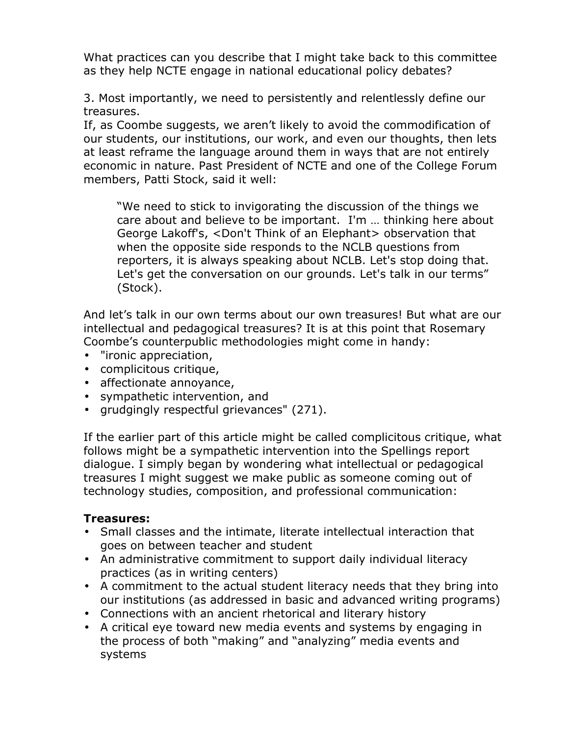What practices can you describe that I might take back to this committee as they help NCTE engage in national educational policy debates?

3. Most importantly, we need to persistently and relentlessly define our treasures.

If, as Coombe suggests, we aren't likely to avoid the commodification of our students, our institutions, our work, and even our thoughts, then lets at least reframe the language around them in ways that are not entirely economic in nature. Past President of NCTE and one of the College Forum members, Patti Stock, said it well:

> "We need to stick to invigorating the discussion of the things we care about and believe to be important. I'm … thinking here about George Lakoff's, <Don't Think of an Elephant> observation that when the opposite side responds to the NCLB questions from reporters, it is always speaking about NCLB. Let's stop doing that. Let's get the conversation on our grounds. Let's talk in our terms" (Stock).

And let's talk in our own terms about our own treasures! But what are our intellectual and pedagogical treasures? It is at this point that Rosemary Coombe's counterpublic methodologies might come in handy:

- "ironic appreciation,
- complicitous critique,
- affectionate annoyance,
- sympathetic intervention, and
- grudgingly respectful grievances" (271).

If the earlier part of this article might be called complicitous critique, what follows might be a sympathetic intervention into the Spellings report dialogue. I simply began by wondering what intellectual or pedagogical treasures I might suggest we make public as someone coming out of technology studies, composition, and professional communication:

**Treasures:**

- Small classes and the intimate, literate intellectual interaction that goes on between teacher and student
- An administrative commitment to support daily individual literacy practices (as in writing centers)
- A commitment to the actual student literacy needs that they bring into our institutions (as addressed in basic and advanced writing programs)
- Connections with an ancient rhetorical and literary history
- A critical eye toward new media events and systems by engaging in the process of both "making" and "analyzing" media events and systems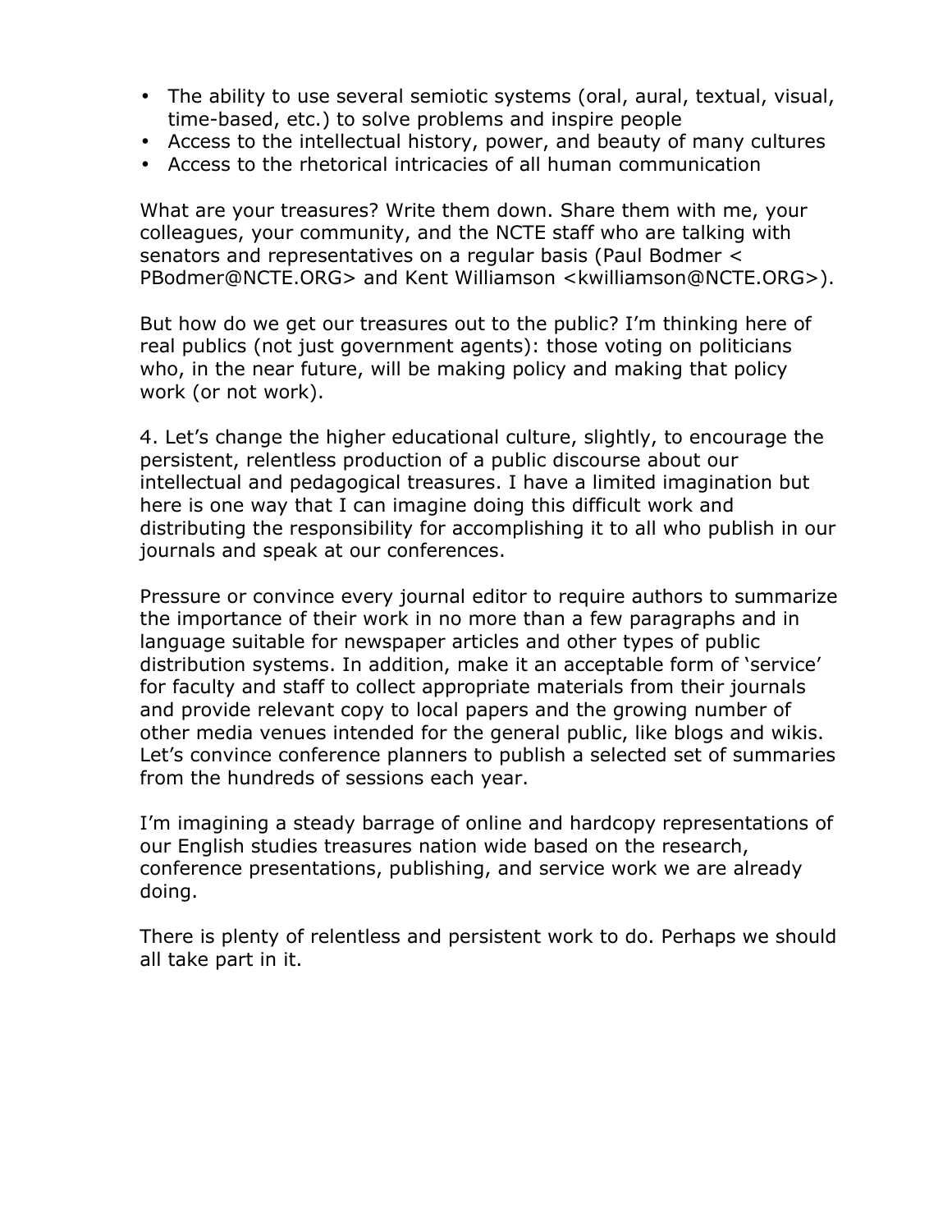- The ability to use several semiotic systems (oral, aural, textual, visual, time-based, etc.) to solve problems and inspire people
- Access to the intellectual history, power, and beauty of many cultures
- Access to the rhetorical intricacies of all human communication

What are your treasures? Write them down. Share them with me, your colleagues, your community, and the NCTE staff who are talking with senators and representatives on a regular basis (Paul Bodmer < PBodmer@NCTE.ORG> and Kent Williamson <kwilliamson@NCTE.ORG>).

But how do we get our treasures out to the public? I'm thinking here of real publics (not just government agents): those voting on politicians who, in the near future, will be making policy and making that policy work (or not work).

4. Let's change the higher educational culture, slightly, to encourage the persistent, relentless production of a public discourse about our intellectual and pedagogical treasures. I have a limited imagination but here is one way that I can imagine doing this difficult work and distributing the responsibility for accomplishing it to all who publish in our journals and speak at our conferences.

Pressure or convince every journal editor to require authors to summarize the importance of their work in no more than a few paragraphs and in language suitable for newspaper articles and other types of public distribution systems. In addition, make it an acceptable form of 'service' for faculty and staff to collect appropriate materials from their journals and provide relevant copy to local papers and the growing number of other media venues intended for the general public, like blogs and wikis. Let's convince conference planners to publish a selected set of summaries from the hundreds of sessions each year.

I'm imagining a steady barrage of online and hardcopy representations of our English studies treasures nation wide based on the research, conference presentations, publishing, and service work we are already doing.

There is plenty of relentless and persistent work to do. Perhaps we should all take part in it.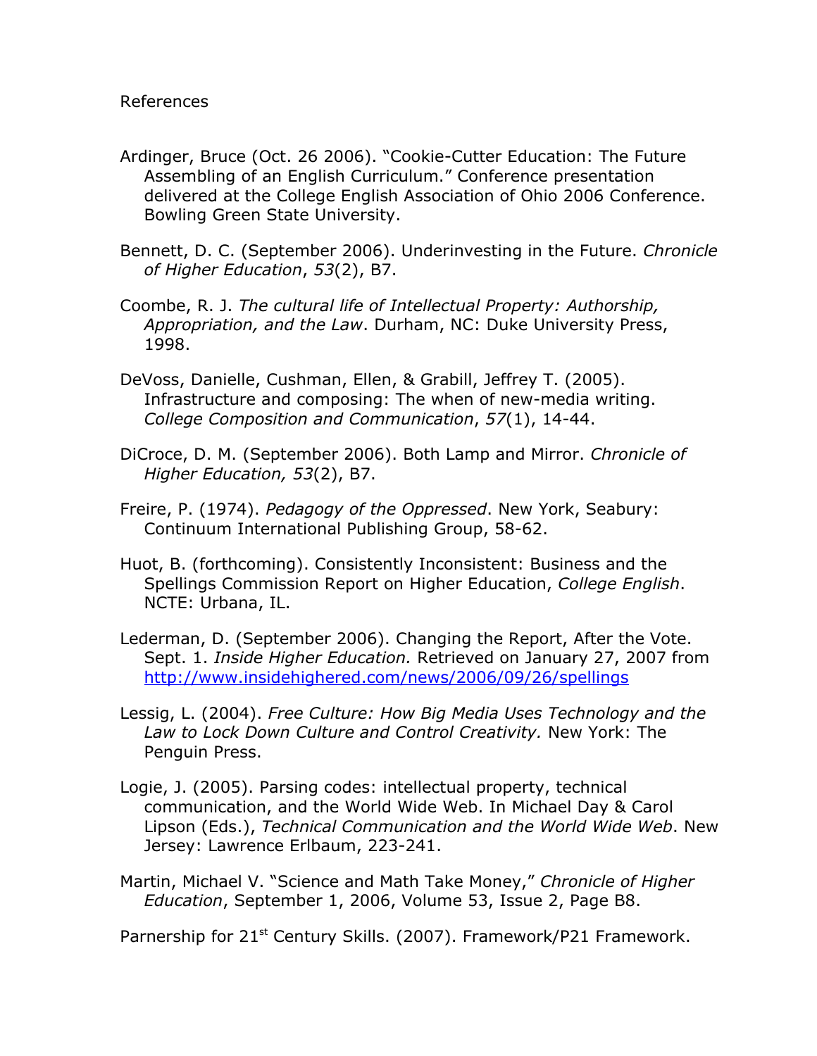References

Ardinger, Bruce (Oct. 26 2006). "Cookie-Cutter Education: The Future Assembling of an English Curriculum." Conference presentation delivered at the College English Association of Ohio 2006 Conference. Bowling Green State University.

Bennett, D. C. (September 2006). Underinvesting in the Future. *Chronicle of Higher Education*, *53*(2), B7.

Coombe, R. J. *The cultural life of Intellectual Property: Authorship, Appropriation, and the Law*. Durham, NC: Duke University Press, 1998.

DeVoss, Danielle, Cushman, Ellen, & Grabill, Jeffrey T. (2005). Infrastructure and composing: The when of new-media writing. *College Composition and Communication*, *57*(1), 14-44.

DiCroce, D. M. (September 2006). Both Lamp and Mirror. *Chronicle of Higher Education, 53*(2), B7.

Freire, P. (1974). *Pedagogy of the Oppressed*. New York, Seabury: Continuum International Publishing Group, 58-62.

Huot, B. (forthcoming). Consistently Inconsistent: Business and the Spellings Commission Report on Higher Education, *College English*. NCTE: Urbana, IL.

Lederman, D. (September 2006). Changing the Report, After the Vote. Sept. 1. *Inside Higher Education.* Retrieved on January 27, 2007 from http://www.insidehighered.com/news/2006/09/26/spellings

Lessig, L. (2004). *Free Culture: How Big Media Uses Technology and the Law to Lock Down Culture and Control Creativity.* New York: The Penguin Press.

Logie, J. (2005). Parsing codes: intellectual property, technical communication, and the World Wide Web. In Michael Day & Carol Lipson (Eds.), *Technical Communication and the World Wide Web*. New Jersey: Lawrence Erlbaum, 223-241.

Martin, Michael V. "Science and Math Take Money," *Chronicle of Higher Education*, September 1, 2006, Volume 53, Issue 2, Page B8.

Parnership for 21st Century Skills. (2007). Framework/P21 Framework.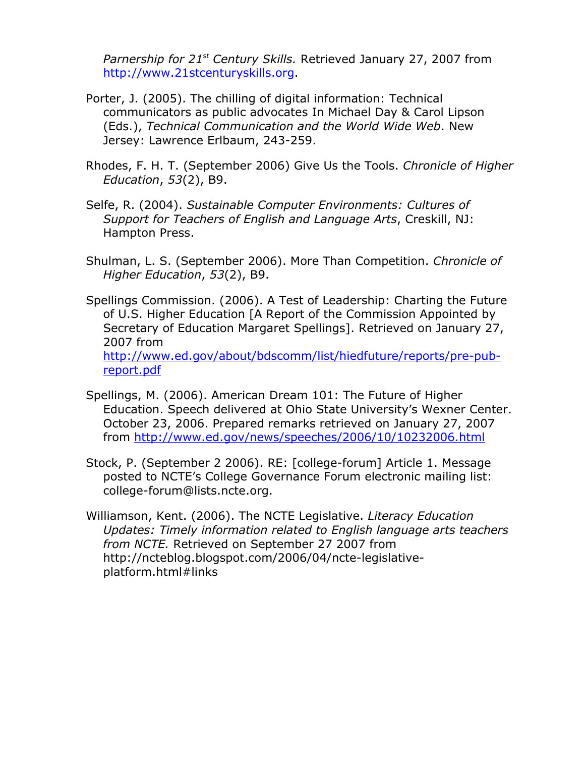*Parnership for 21st Century Skills.* Retrieved January 27, 2007 from http://www.21stcenturyskills.org.

Porter, J. (2005). The chilling of digital information: Technical communicators as public advocates In Michael Day & Carol Lipson (Eds.), *Technical Communication and the World Wide Web*. New Jersey: Lawrence Erlbaum, 243-259.

Rhodes, F. H. T. (September 2006) Give Us the Tools. *Chronicle of Higher Education*, *53*(2), B9.

Selfe, R. (2004). *Sustainable Computer Environments: Cultures of Support for Teachers of English and Language Arts*, Creskill, NJ: Hampton Press.

Shulman, L. S. (September 2006). More Than Competition. *Chronicle of Higher Education*, *53*(2), B9.

Spellings Commission. (2006). A Test of Leadership: Charting the Future of U.S. Higher Education [A Report of the Commission Appointed by Secretary of Education Margaret Spellings]. Retrieved on January 27, 2007 from http://www.ed.gov/about/bdscomm/list/hiedfuture/reports/pre-pub-report.pdf

Spellings, M. (2006). American Dream 101: The Future of Higher Education. Speech delivered at Ohio State University's Wexner Center. October 23, 2006. Prepared remarks retrieved on January 27, 2007 from http://www.ed.gov/news/speeches/2006/10/10232006.html

Stock, P. (September 2 2006). RE: [college-forum] Article 1. Message posted to NCTE's College Governance Forum electronic mailing list: college-forum@lists.ncte.org.

Williamson, Kent. (2006). The NCTE Legislative. *Literacy Education Updates: Timely information related to English language arts teachers from NCTE.* Retrieved on September 27 2007 from http://ncteblog.blogspot.com/2006/04/ncte-legislative-platform.html#links